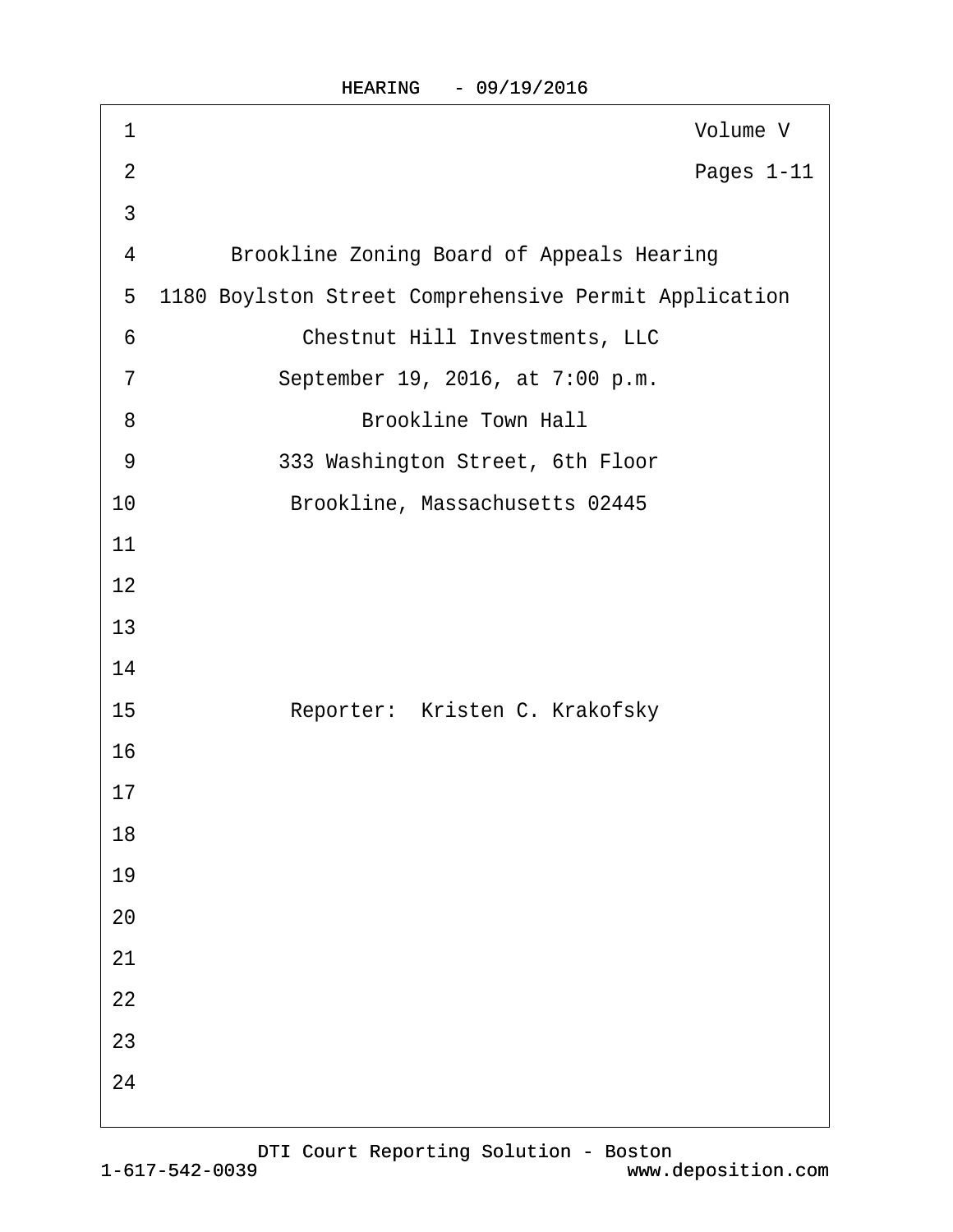Volume V

Pages 1-11

Brookline Zoning Board of Appeals Hearing

1180 Boylston Street Comprehensive Permit Application

Chestnut Hill Investments, LLC

September 19, 2016, at 7:00 p.m.

Brookline Town Hall

333 Washington Street, 6th Floor

Brookline, Massachusetts 02445

Reporter: Kristen C. Krakofsky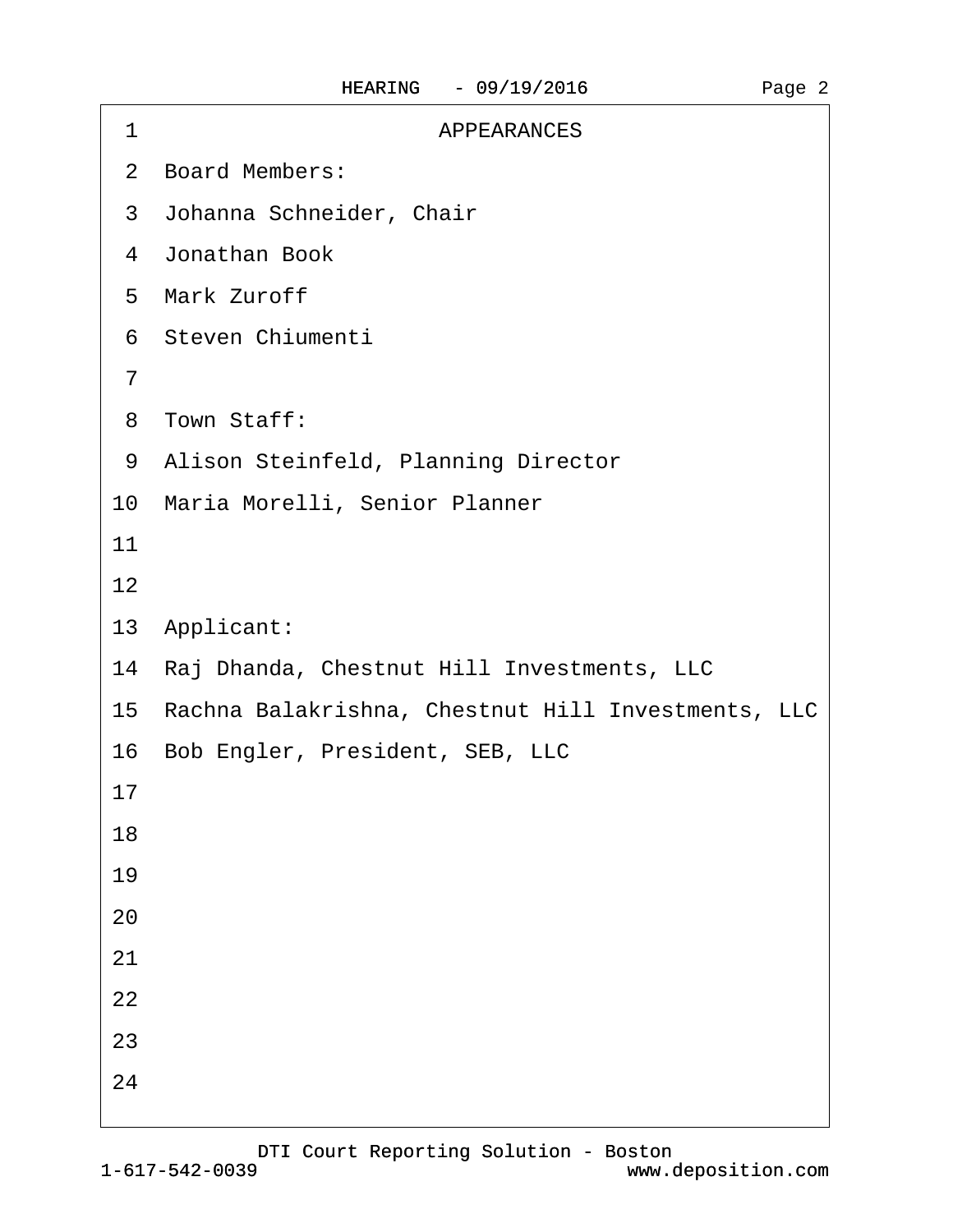# APPEARANCES

Board Members:

Johanna Schneider, Chair

Jonathan Book

Mark Zuroff

Steven Chiumenti

Town Staff:

Alison Steinfeld, Planning Director

Maria Morelli, Senior Planner

Applicant:

Raj Dhanda, Chestnut Hill Investments, LLC

Rachna Balakrishna, Chestnut Hill Investments, LLC

Bob Engler, President, SEB, LLC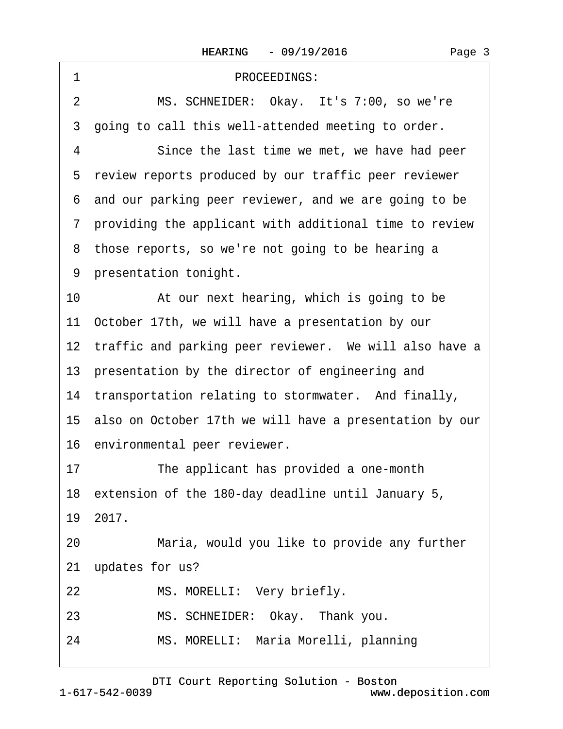1 PROCEEDINGS:

2 MS. SCHNEIDER: Okay. It's 7:00, so we're

3 going to call this well-attended meeting to order.

4 Since the last time we met, we have had peer

5 review reports produced by our traffic peer reviewer

6 and our parking peer reviewer, and we are going to be

7 providing the applicant with additional time to review

8 those reports, so we're not going to be hearing a

9 presentation tonight.

10 At our next hearing, which is going to be

11 October 17th, we will have a presentation by our

12 traffic and parking peer reviewer. We will also have a

13 presentation by the director of engineering and

14 transportation relating to stormwater. And finally,

15 also on October 17th we will have a presentation by our

16 environmental peer reviewer.

17 The applicant has provided a one-month

18 extension of the 180-day deadline until January 5,

19 2017.

20 Maria, would you like to provide any further

21 updates for us?

22 MS. MORELLI: Very briefly.

23 MS. SCHNEIDER: Okay. Thank you.

24 MS. MORELLI: Maria Morelli, planning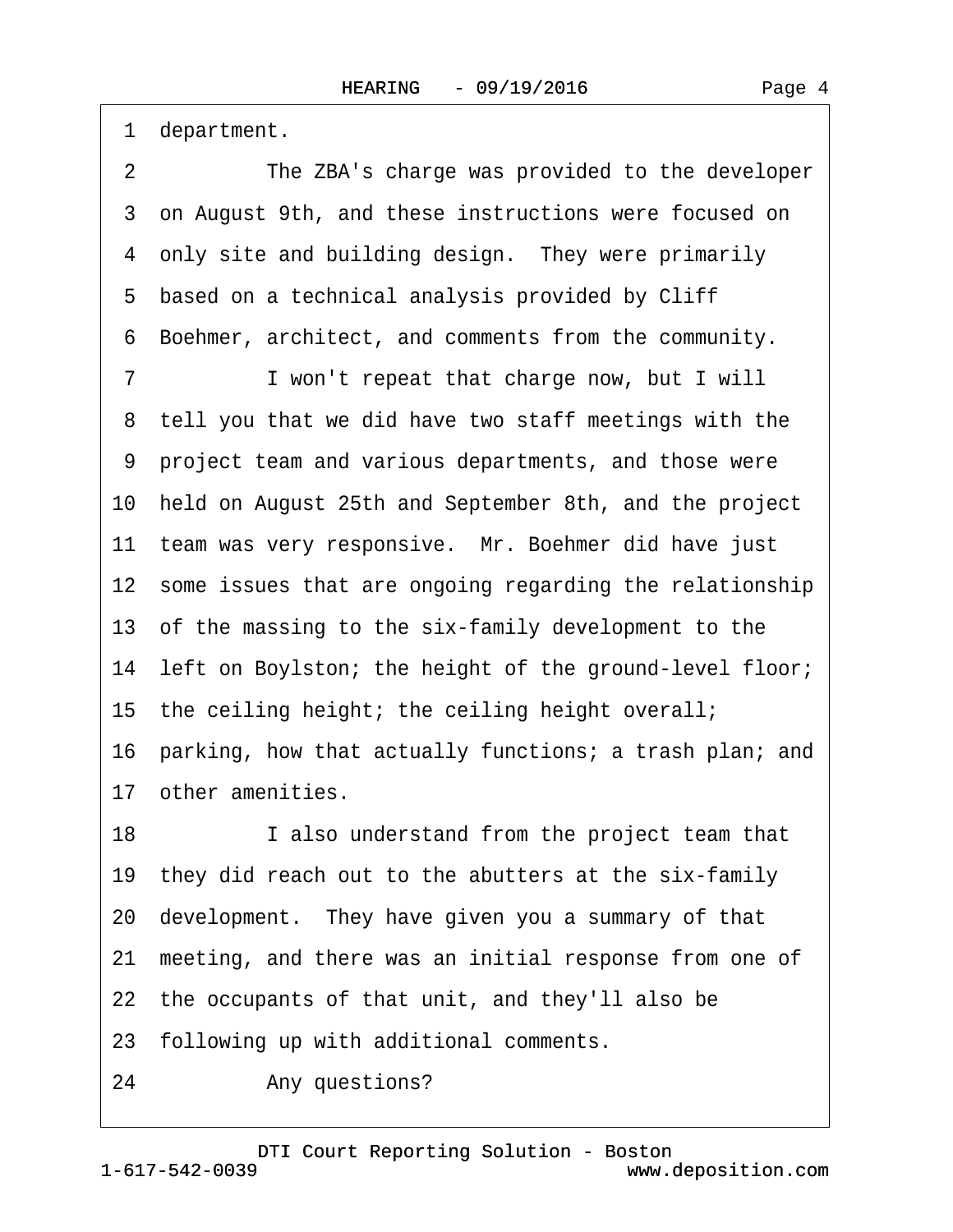1 department.

2 The ZBA's charge was provided to the developer

3 on August 9th, and these instructions were focused on

4 only site and building design. They were primarily

5 based on a technical analysis provided by Cliff

6 Boehmer, architect, and comments from the community.

7 I won't repeat that charge now, but I will

8 tell you that we did have two staff meetings with the

9 project team and various departments, and those were

10 held on August 25th and September 8th, and the project

11 team was very responsive. Mr. Boehmer did have just

12 some issues that are ongoing regarding the relationship

13 of the massing to the six-family development to the

14 left on Boylston; the height of the ground-level floor;

15 the ceiling height; the ceiling height overall;

16 parking, how that actually functions; a trash plan; and

17 other amenities.

18 I also understand from the project team that

19 they did reach out to the abutters at the six-family

20 development. They have given you a summary of that

21 meeting, and there was an initial response from one of

22 the occupants of that unit, and they'll also be

23 following up with additional comments.

24 Any questions?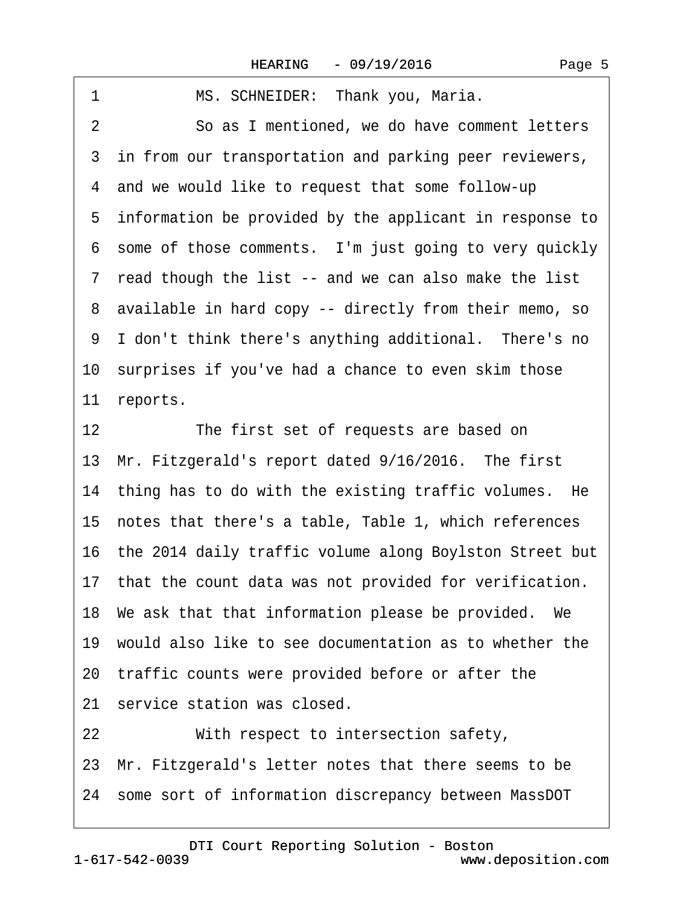1 MS. SCHNEIDER: Thank you, Maria.

2 So as I mentioned, we do have comment letters

3 in from our transportation and parking peer reviewers,

4 and we would like to request that some follow-up

5 information be provided by the applicant in response to

6 some of those comments. I'm just going to very quickly

7 read though the list -- and we can also make the list

8 available in hard copy -- directly from their memo, so

9 I don't think there's anything additional. There's no

10 surprises if you've had a chance to even skim those

11 reports.

12 The first set of requests are based on

13 Mr. Fitzgerald's report dated 9/16/2016. The first

14 thing has to do with the existing traffic volumes. He

15 notes that there's a table, Table 1, which references

16 the 2014 daily traffic volume along Boylston Street but

17 that the count data was not provided for verification.

18 We ask that that information please be provided. We

19 would also like to see documentation as to whether the

20 traffic counts were provided before or after the

21 service station was closed.

22 With respect to intersection safety,

23 Mr. Fitzgerald's letter notes that there seems to be

24 some sort of information discrepancy between MassDOT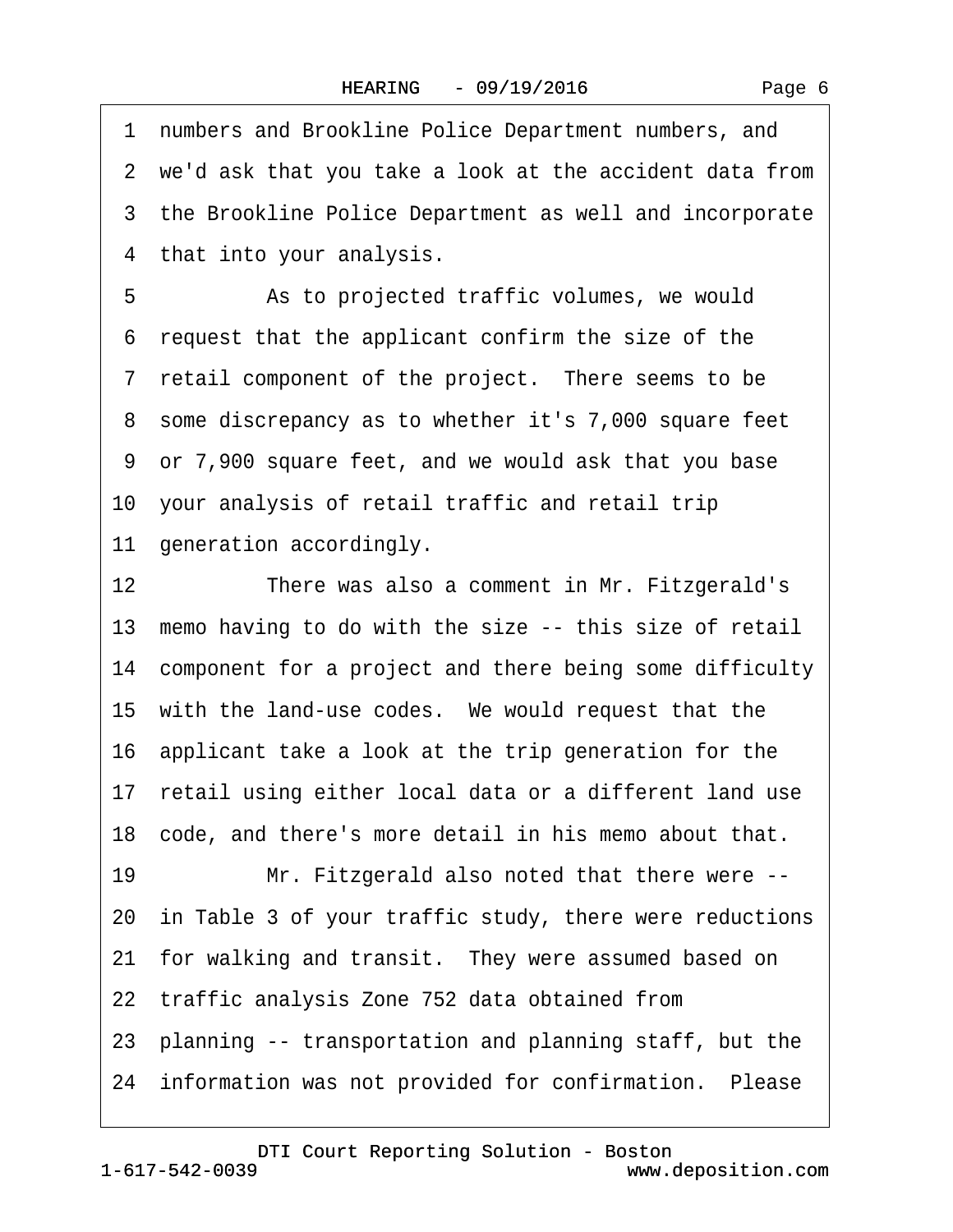1 numbers and Brookline Police Department numbers, and
2 we'd ask that you take a look at the accident data from
3 the Brookline Police Department as well and incorporate
4 that into your analysis.

5 As to projected traffic volumes, we would
6 request that the applicant confirm the size of the
7 retail component of the project. There seems to be
8 some discrepancy as to whether it's 7,000 square feet
9 or 7,900 square feet, and we would ask that you base
10 your analysis of retail traffic and retail trip
11 generation accordingly.

12 There was also a comment in Mr. Fitzgerald's
13 memo having to do with the size -- this size of retail
14 component for a project and there being some difficulty
15 with the land-use codes. We would request that the
16 applicant take a look at the trip generation for the
17 retail using either local data or a different land use
18 code, and there's more detail in his memo about that.

19 Mr. Fitzgerald also noted that there were --
20 in Table 3 of your traffic study, there were reductions
21 for walking and transit. They were assumed based on
22 traffic analysis Zone 752 data obtained from
23 planning -- transportation and planning staff, but the
24 information was not provided for confirmation. Please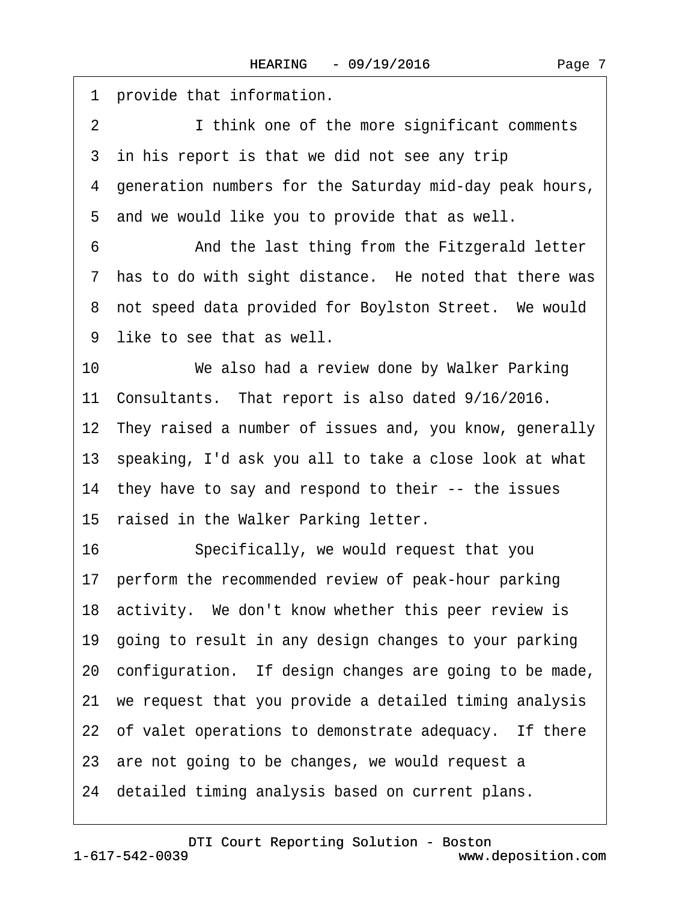1 provide that information.

2 I think one of the more significant comments

3 in his report is that we did not see any trip

4 generation numbers for the Saturday mid-day peak hours,

5 and we would like you to provide that as well.

6 And the last thing from the Fitzgerald letter

7 has to do with sight distance. He noted that there was

8 not speed data provided for Boylston Street. We would

9 like to see that as well.

10 We also had a review done by Walker Parking

11 Consultants. That report is also dated 9/16/2016.

12 They raised a number of issues and, you know, generally

13 speaking, I'd ask you all to take a close look at what

14 they have to say and respond to their -- the issues

15 raised in the Walker Parking letter.

16 Specifically, we would request that you

17 perform the recommended review of peak-hour parking

18 activity. We don't know whether this peer review is

19 going to result in any design changes to your parking

20 configuration. If design changes are going to be made,

21 we request that you provide a detailed timing analysis

22 of valet operations to demonstrate adequacy. If there

23 are not going to be changes, we would request a

24 detailed timing analysis based on current plans.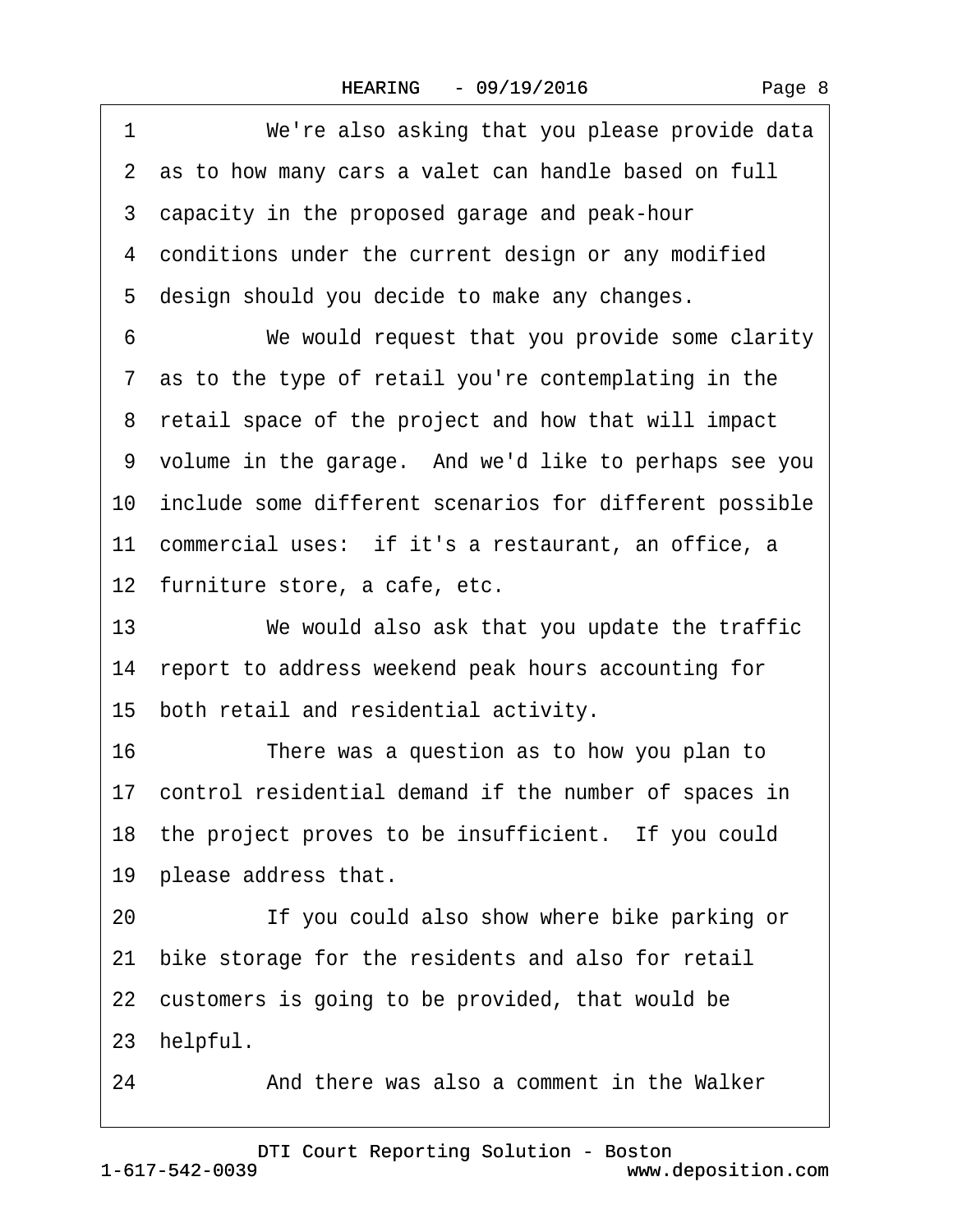We're also asking that you please provide data as to how many cars a valet can handle based on full capacity in the proposed garage and peak-hour conditions under the current design or any modified design should you decide to make any changes.

We would request that you provide some clarity as to the type of retail you're contemplating in the retail space of the project and how that will impact volume in the garage. And we'd like to perhaps see you include some different scenarios for different possible commercial uses: if it's a restaurant, an office, a furniture store, a cafe, etc.

We would also ask that you update the traffic report to address weekend peak hours accounting for both retail and residential activity.

There was a question as to how you plan to control residential demand if the number of spaces in the project proves to be insufficient. If you could please address that.

If you could also show where bike parking or bike storage for the residents and also for retail customers is going to be provided, that would be helpful.

And there was also a comment in the Walker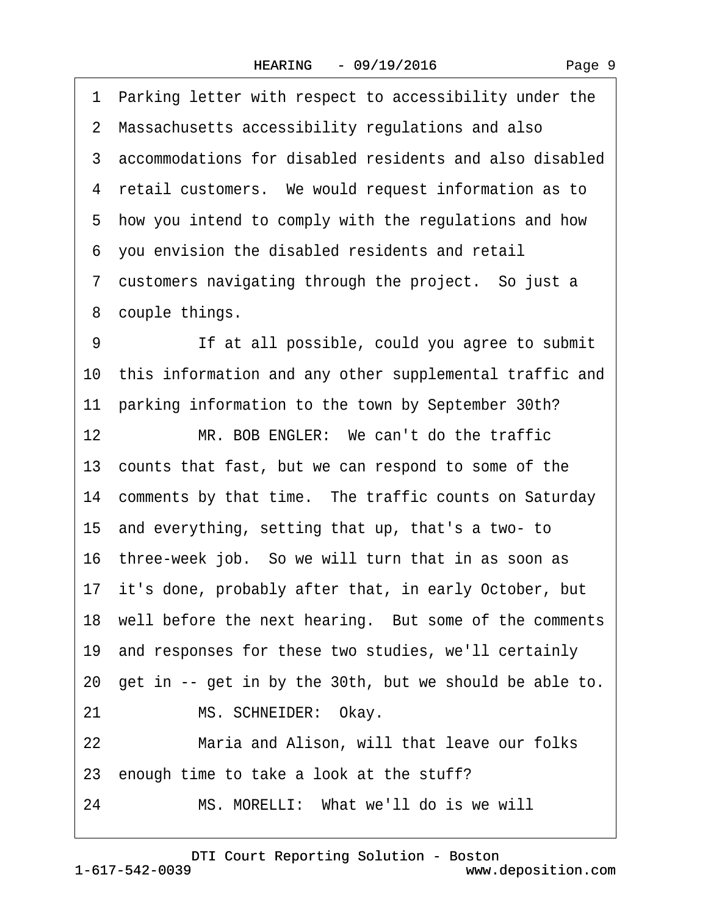1 Parking letter with respect to accessibility under the
2 Massachusetts accessibility regulations and also
3 accommodations for disabled residents and also disabled
4 retail customers. We would request information as to
5 how you intend to comply with the regulations and how
6 you envision the disabled residents and retail
7 customers navigating through the project. So just a
8 couple things.

9 If at all possible, could you agree to submit
10 this information and any other supplemental traffic and
11 parking information to the town by September 30th?

12 MR. BOB ENGLER: We can't do the traffic
13 counts that fast, but we can respond to some of the
14 comments by that time. The traffic counts on Saturday
15 and everything, setting that up, that's a two- to
16 three-week job. So we will turn that in as soon as
17 it's done, probably after that, in early October, but
18 well before the next hearing. But some of the comments
19 and responses for these two studies, we'll certainly
20 get in -- get in by the 30th, but we should be able to.

21 MS. SCHNEIDER: Okay.

22 Maria and Alison, will that leave our folks
23 enough time to take a look at the stuff?

24 MS. MORELLI: What we'll do is we will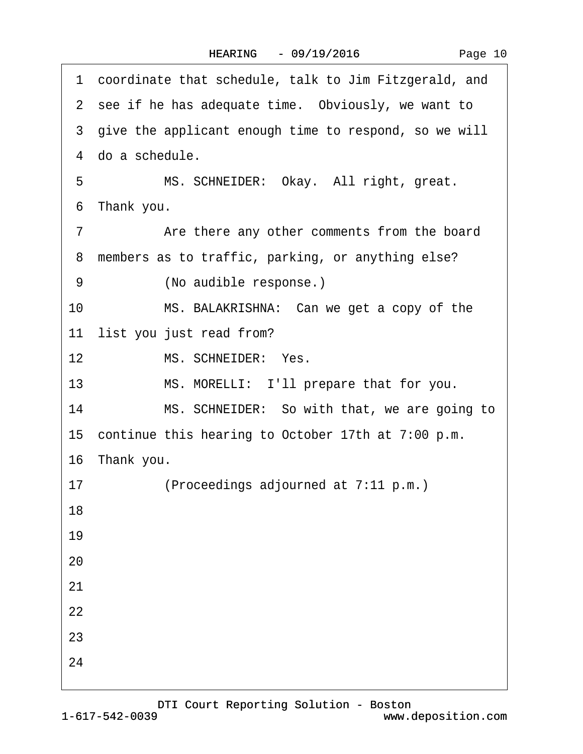1 coordinate that schedule, talk to Jim Fitzgerald, and
2 see if he has adequate time. Obviously, we want to
3 give the applicant enough time to respond, so we will
4 do a schedule.
5 MS. SCHNEIDER: Okay. All right, great.
6 Thank you.
7 Are there any other comments from the board
8 members as to traffic, parking, or anything else?
9 (No audible response.)
10 MS. BALAKRISHNA: Can we get a copy of the
11 list you just read from?
12 MS. SCHNEIDER: Yes.
13 MS. MORELLI: I'll prepare that for you.
14 MS. SCHNEIDER: So with that, we are going to
15 continue this hearing to October 17th at 7:00 p.m.
16 Thank you.
17 (Proceedings adjourned at 7:11 p.m.)
18
19
20
21
22
23
24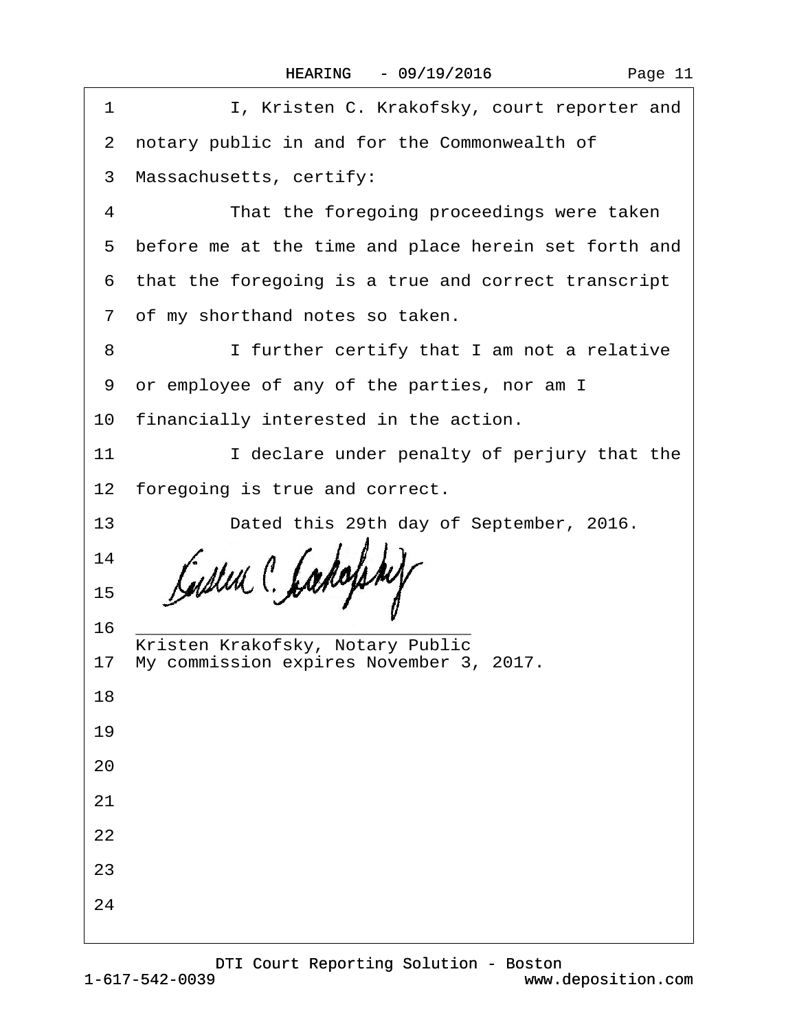I, Kristen C. Krakofsky, court reporter and notary public in and for the Commonwealth of Massachusetts, certify:

That the foregoing proceedings were taken before me at the time and place herein set forth and that the foregoing is a true and correct transcript of my shorthand notes so taken.

I further certify that I am not a relative or employee of any of the parties, nor am I financially interested in the action.

I declare under penalty of perjury that the foregoing is true and correct.

Dated this 29th day of September, 2016.

______________________________
Kristen Krakofsky, Notary Public
My commission expires November 3, 2017.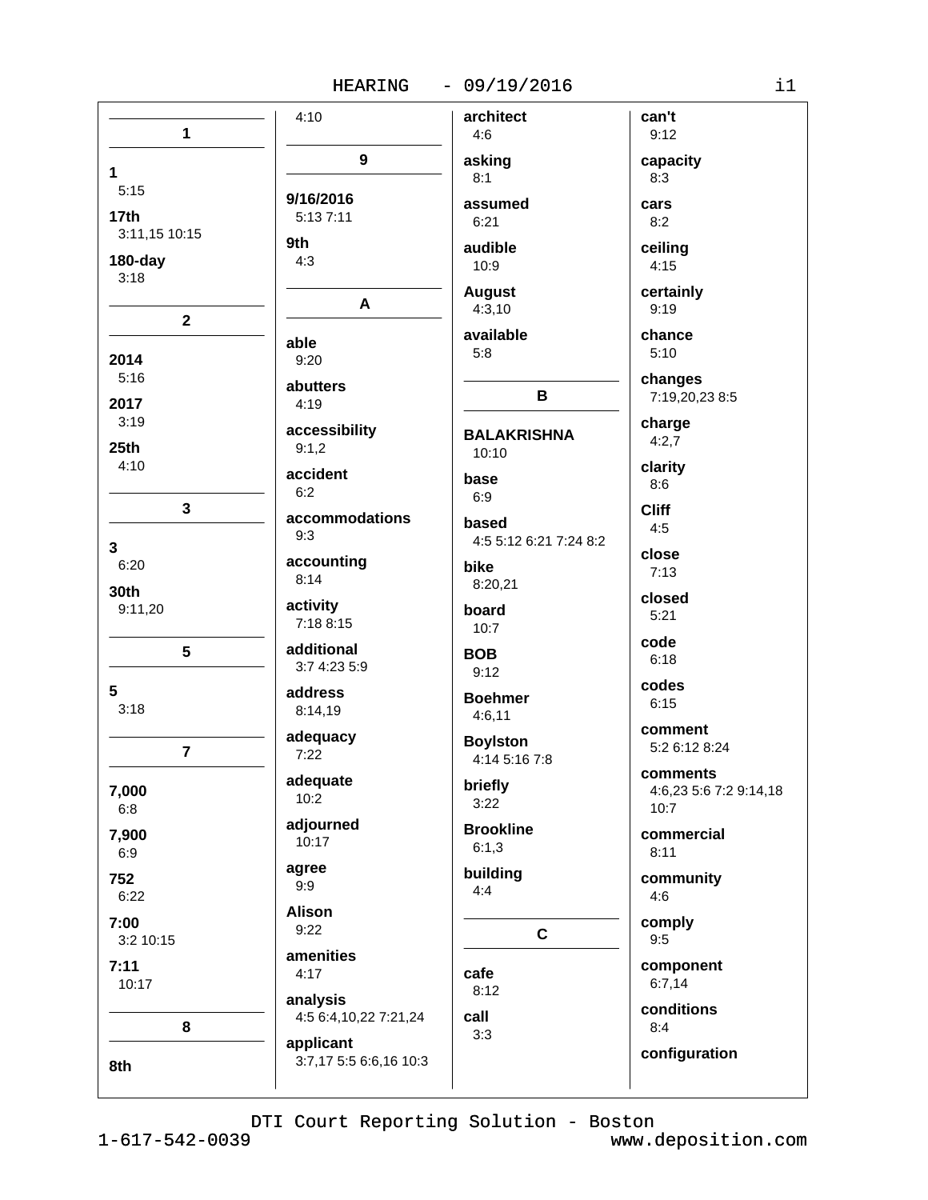## 1

**1**
5:15

**17th**
3:11,15 10:15

**180-day**
3:18

## 2

**2014**
5:16

**2017**
3:19

**25th**
4:10

## 3

**3**
6:20

**30th**
9:11,20

## 5

**5**
3:18

## 7

**7,000**
6:8

**7,900**
6:9

**752**
6:22

**7:00**
3:2 10:15

**7:11**
10:17

## 8

**8th**
4:10

## 9

**9/16/2016**
5:13 7:11

**9th**
4:3

## A

**able**
9:20

**abutters**
4:19

**accessibility**
9:1,2

**accident**
6:2

**accommodations**
9:3

**accounting**
8:14

**activity**
7:18 8:15

**additional**
3:7 4:23 5:9

**address**
8:14,19

**adequacy**
7:22

**adequate**
10:2

**adjourned**
10:17

**agree**
9:9

**Alison**
9:22

**amenities**
4:17

**analysis**
4:5 6:4,10,22 7:21,24

**applicant**
3:7,17 5:5 6:6,16 10:3

**architect**
4:6

**asking**
8:1

**assumed**
6:21

**audible**
10:9

**August**
4:3,10

**available**
5:8

## B

**BALAKRISHNA**
10:10

**base**
6:9

**based**
4:5 5:12 6:21 7:24 8:2

**bike**
8:20,21

**board**
10:7

**BOB**
9:12

**Boehmer**
4:6,11

**Boylston**
4:14 5:16 7:8

**briefly**
3:22

**Brookline**
6:1,3

**building**
4:4

## C

**cafe**
8:12

**call**
3:3

**can't**
9:12

**capacity**
8:3

**cars**
8:2

**ceiling**
4:15

**certainly**
9:19

**chance**
5:10

**changes**
7:19,20,23 8:5

**charge**
4:2,7

**clarity**
8:6

**Cliff**
4:5

**close**
7:13

**closed**
5:21

**code**
6:18

**codes**
6:15

**comment**
5:2 6:12 8:24

**comments**
4:6,23 5:6 7:2 9:14,18 10:7

**commercial**
8:11

**community**
4:6

**comply**
9:5

**component**
6:7,14

**conditions**
8:4

**configuration**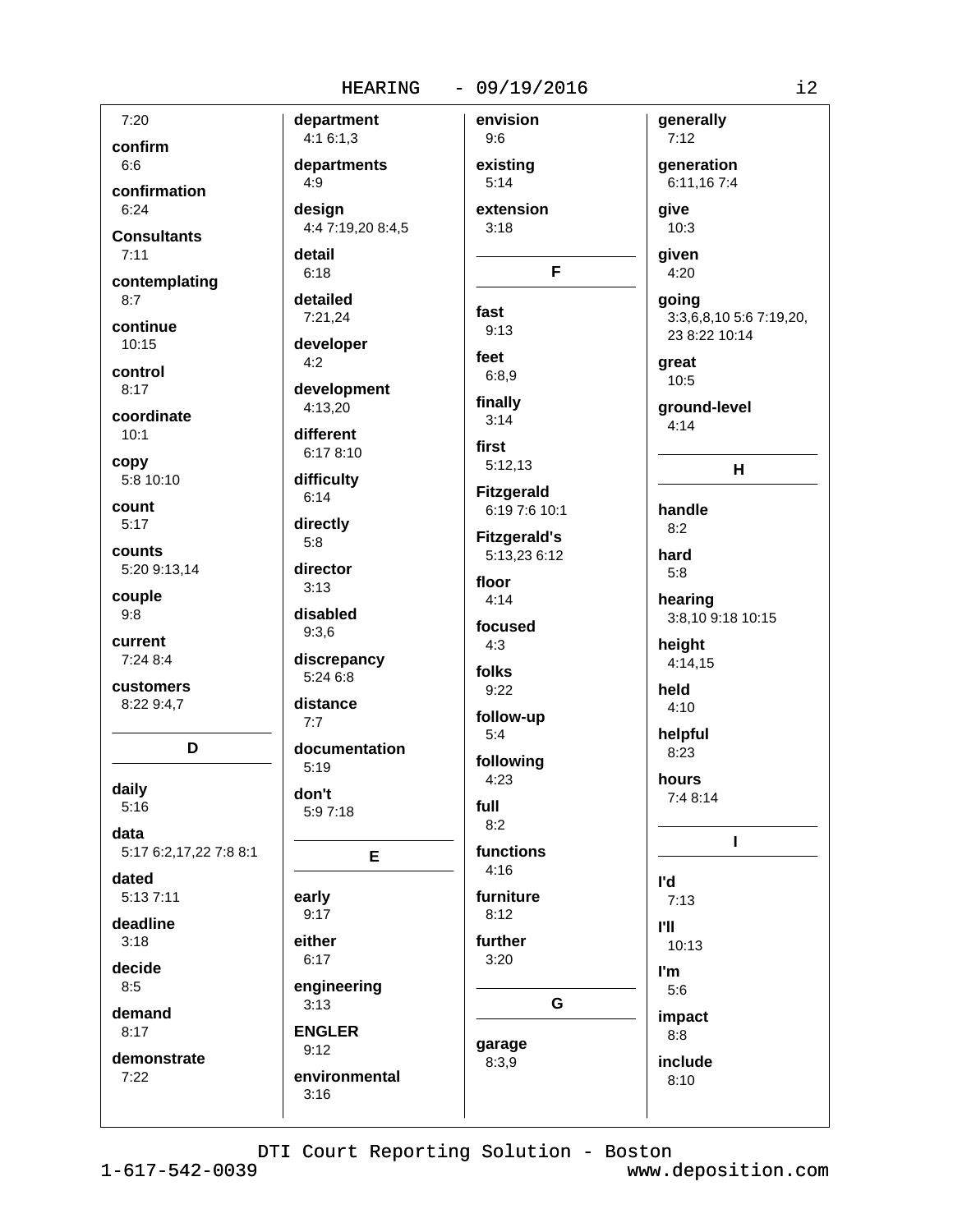7:20

**confirm**
6:6

**confirmation**
6:24

**Consultants**
7:11

**contemplating**
8:7

**continue**
10:15

**control**
8:17

**coordinate**
10:1

**copy**
5:8 10:10

**count**
5:17

**counts**
5:20 9:13,14

**couple**
9:8

**current**
7:24 8:4

**customers**
8:22 9:4,7

## D

**daily**
5:16

**data**
5:17 6:2,17,22 7:8 8:1

**dated**
5:13 7:11

**deadline**
3:18

**decide**
8:5

**demand**
8:17

**demonstrate**
7:22

**department**
4:1 6:1,3

**departments**
4:9

**design**
4:4 7:19,20 8:4,5

**detail**
6:18

**detailed**
7:21,24

**developer**
4:2

**development**
4:13,20

**different**
6:17 8:10

**difficulty**
6:14

**directly**
5:8

**director**
3:13

**disabled**
9:3,6

**discrepancy**
5:24 6:8

**distance**
7:7

**documentation**
5:19

**don't**
5:9 7:18

## E

**early**
9:17

**either**
6:17

**engineering**
3:13

**ENGLER**
9:12

**environmental**
3:16

**envision**
9:6

**existing**
5:14

**extension**
3:18

## F

**fast**
9:13

**feet**
6:8,9

**finally**
3:14

**first**
5:12,13

**Fitzgerald**
6:19 7:6 10:1

**Fitzgerald's**
5:13,23 6:12

**floor**
4:14

**focused**
4:3

**folks**
9:22

**follow-up**
5:4

**following**
4:23

**full**
8:2

**functions**
4:16

**furniture**
8:12

**further**
3:20

## G

**garage**
8:3,9

**generally**
7:12

**generation**
6:11,16 7:4

**give**
10:3

**given**
4:20

**going**
3:3,6,8,10 5:6 7:19,20, 23 8:22 10:14

**great**
10:5

**ground-level**
4:14

## H

**handle**
8:2

**hard**
5:8

**hearing**
3:8,10 9:18 10:15

**height**
4:14,15

**held**
4:10

**helpful**
8:23

**hours**
7:4 8:14

## I

**I'd**
7:13

**I'll**
10:13

**I'm**
5:6

**impact**
8:8

**include**
8:10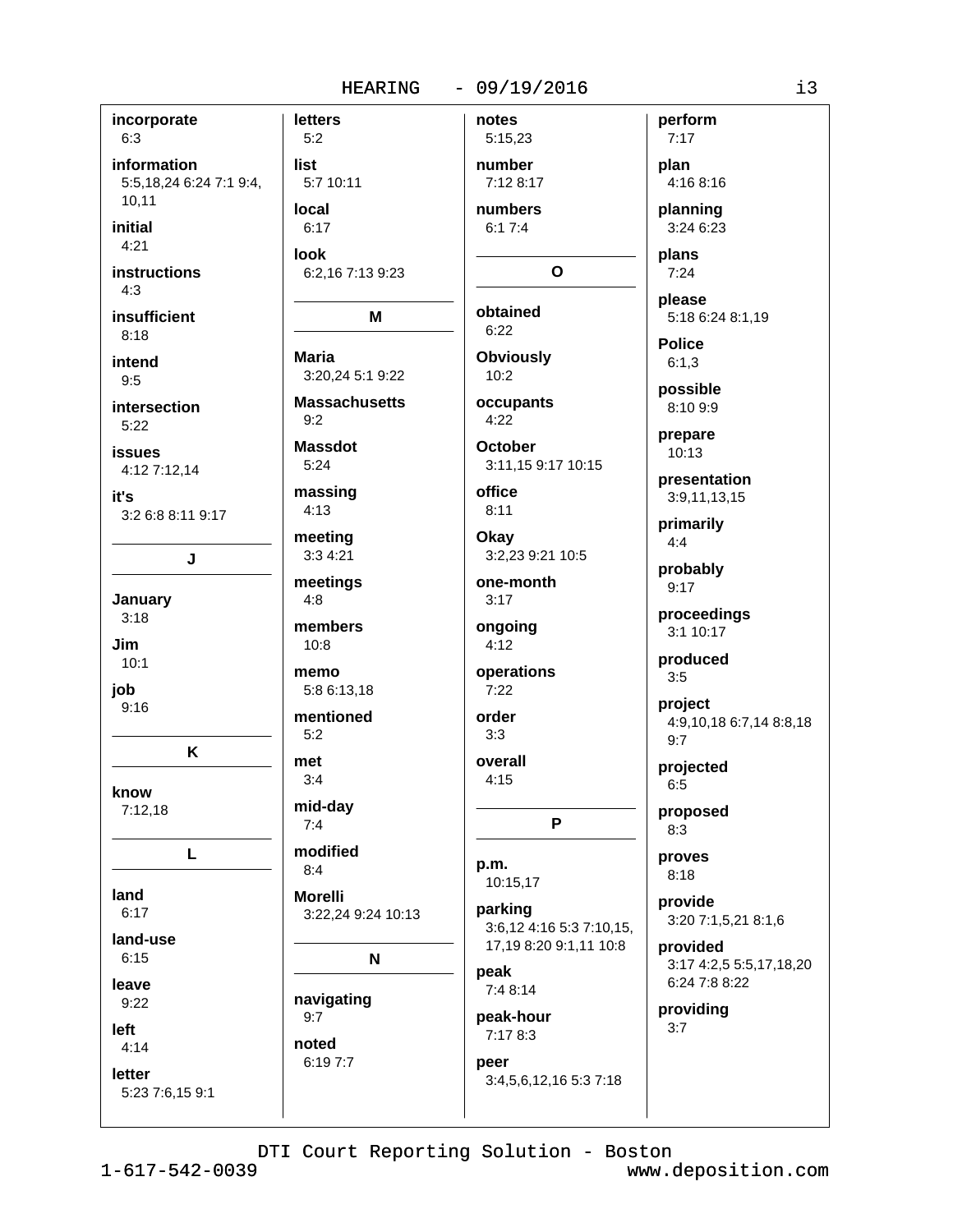**incorporate**
6:3

**information**
5:5,18,24 6:24 7:1 9:4, 10,11

**initial**
4:21

**instructions**
4:3

**insufficient**
8:18

**intend**
9:5

**intersection**
5:22

**issues**
4:12 7:12,14

**it's**
3:2 6:8 8:11 9:17

**J**

**January**
3:18

**Jim**
10:1

**job**
9:16

**K**

**know**
7:12,18

**L**

**land**
6:17

**land-use**
6:15

**leave**
9:22

**left**
4:14

**letter**
5:23 7:6,15 9:1

**letters**
5:2

**list**
5:7 10:11

**local**
6:17

**look**
6:2,16 7:13 9:23

**M**

**Maria**
3:20,24 5:1 9:22

**Massachusetts**
9:2

**Massdot**
5:24

**massing**
4:13

**meeting**
3:3 4:21

**meetings**
4:8

**members**
10:8

**memo**
5:8 6:13,18

**mentioned**
5:2

**met**
3:4

**mid-day**
7:4

**modified**
8:4

**Morelli**
3:22,24 9:24 10:13

**N**

**navigating**
9:7

**noted**
6:19 7:7

**notes**
5:15,23

**number**
7:12 8:17

**numbers**
6:1 7:4

**O**

**obtained**
6:22

**Obviously**
10:2

**occupants**
4:22

**October**
3:11,15 9:17 10:15

**office**
8:11

**Okay**
3:2,23 9:21 10:5

**one-month**
3:17

**ongoing**
4:12

**operations**
7:22

**order**
3:3

**overall**
4:15

**P**

**p.m.**
10:15,17

**parking**
3:6,12 4:16 5:3 7:10,15, 17,19 8:20 9:1,11 10:8

**peak**
7:4 8:14

**peak-hour**
7:17 8:3

**peer**
3:4,5,6,12,16 5:3 7:18

**perform**
7:17

**plan**
4:16 8:16

**planning**
3:24 6:23

**plans**
7:24

**please**
5:18 6:24 8:1,19

**Police**
6:1,3

**possible**
8:10 9:9

**prepare**
10:13

**presentation**
3:9,11,13,15

**primarily**
4:4

**probably**
9:17

**proceedings**
3:1 10:17

**produced**
3:5

**project**
4:9,10,18 6:7,14 8:8,18 9:7

**projected**
6:5

**proposed**
8:3

**proves**
8:18

**provide**
3:20 7:1,5,21 8:1,6

**provided**
3:17 4:2,5 5:5,17,18,20 6:24 7:8 8:22

**providing**
3:7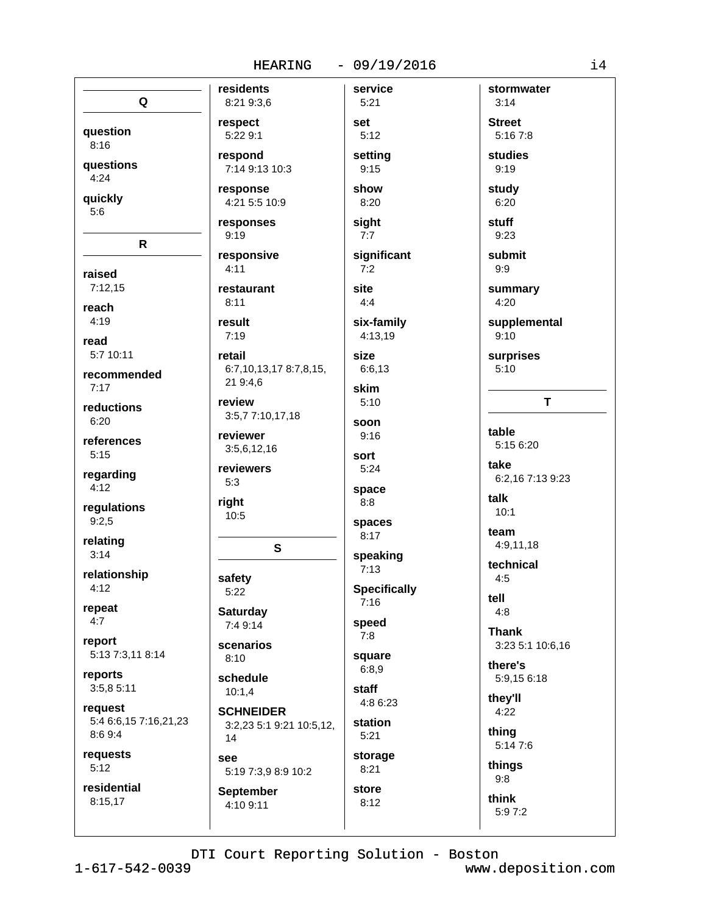**Q**

**question**
8:16

**questions**
4:24

**quickly**
5:6

**R**

**raised**
7:12,15

**reach**
4:19

**read**
5:7 10:11

**recommended**
7:17

**reductions**
6:20

**references**
5:15

**regarding**
4:12

**regulations**
9:2,5

**relating**
3:14

**relationship**
4:12

**repeat**
4:7

**report**
5:13 7:3,11 8:14

**reports**
3:5,8 5:11

**request**
5:4 6:6,15 7:16,21,23 8:6 9:4

**requests**
5:12

**residential**
8:15,17

**residents**
8:21 9:3,6

**respect**
5:22 9:1

**respond**
7:14 9:13 10:3

**response**
4:21 5:5 10:9

**responses**
9:19

**responsive**
4:11

**restaurant**
8:11

**result**
7:19

**retail**
6:7,10,13,17 8:7,8,15, 21 9:4,6

**review**
3:5,7 7:10,17,18

**reviewer**
3:5,6,12,16

**reviewers**
5:3

**right**
10:5

**S**

**safety**
5:22

**Saturday**
7:4 9:14

**scenarios**
8:10

**schedule**
10:1,4

**SCHNEIDER**
3:2,23 5:1 9:21 10:5,12, 14

**see**
5:19 7:3,9 8:9 10:2

**September**
4:10 9:11

**service**
5:21

**set**
5:12

**setting**
9:15

**show**
8:20

**sight**
7:7

**significant**
7:2

**site**
4:4

**six-family**
4:13,19

**size**
6:6,13

**skim**
5:10

**soon**
9:16

**sort**
5:24

**space**
8:8

**spaces**
8:17

**speaking**
7:13

**Specifically**
7:16

**speed**
7:8

**square**
6:8,9

**staff**
4:8 6:23

**station**
5:21

**storage**
8:21

**store**
8:12

**stormwater**
3:14

**Street**
5:16 7:8

**studies**
9:19

**study**
6:20

**stuff**
9:23

**submit**
9:9

**summary**
4:20

**supplemental**
9:10

**surprises**
5:10

**T**

**table**
5:15 6:20

**take**
6:2,16 7:13 9:23

**talk**
10:1

**team**
4:9,11,18

**technical**
4:5

**tell**
4:8

**Thank**
3:23 5:1 10:6,16

**there's**
5:9,15 6:18

**they'll**
4:22

**thing**
5:14 7:6

**things**
9:8

**think**
5:9 7:2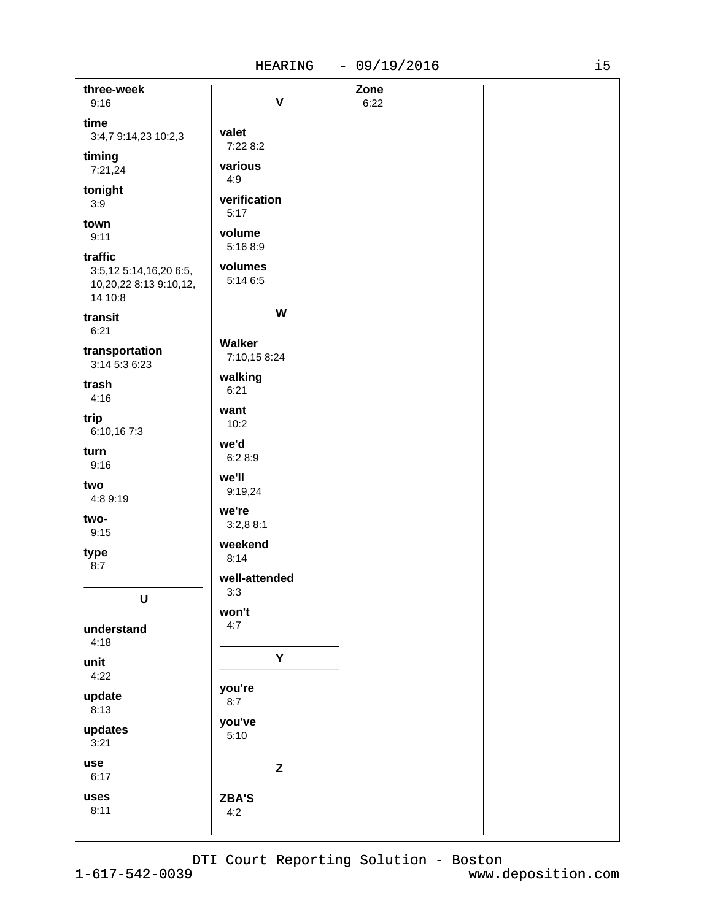**three-week**
9:16

**time**
3:4,7 9:14,23 10:2,3

**timing**
7:21,24

**tonight**
3:9

**town**
9:11

**traffic**
3:5,12 5:14,16,20 6:5, 10,20,22 8:13 9:10,12, 14 10:8

**transit**
6:21

**transportation**
3:14 5:3 6:23

**trash**
4:16

**trip**
6:10,16 7:3

**turn**
9:16

**two**
4:8 9:19

**two-**
9:15

**type**
8:7

## U

**understand**
4:18

**unit**
4:22

**update**
8:13

**updates**
3:21

**use**
6:17

**uses**
8:11

## V

**valet**
7:22 8:2

**various**
4:9

**verification**
5:17

**volume**
5:16 8:9

**volumes**
5:14 6:5

## W

**Walker**
7:10,15 8:24

**walking**
6:21

**want**
10:2

**we'd**
6:2 8:9

**we'll**
9:19,24

**we're**
3:2,8 8:1

**weekend**
8:14

**well-attended**
3:3

**won't**
4:7

## Y

**you're**
8:7

**you've**
5:10

## Z

**ZBA'S**
4:2

**Zone**
6:22